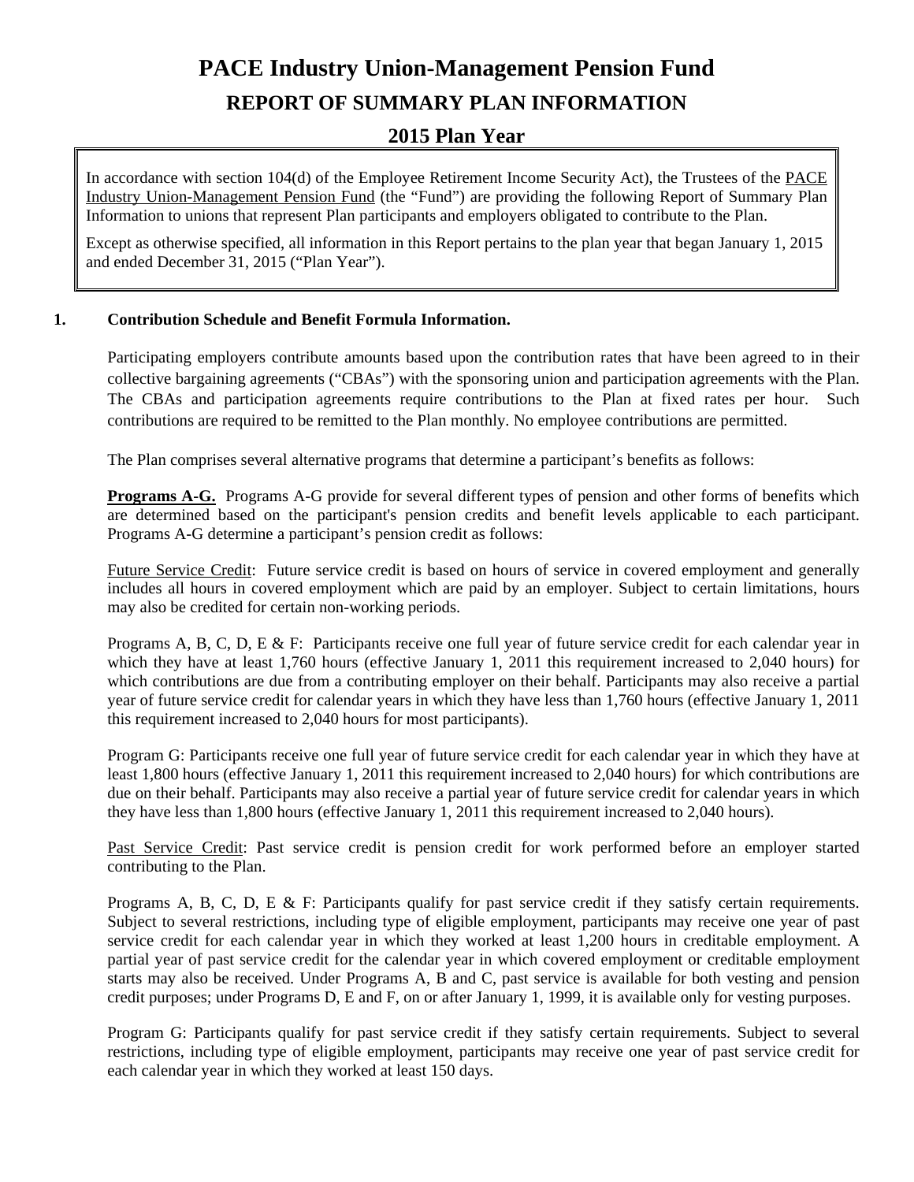# PACE Industry Union-Management Pension Fund

## REPORT OF SUMMARY PLAN INFORMATION

## 2015 Plan Year

In accordance with section 104(d) of the Employee Retirement Income Security Act), the Trustees of the PACE Industry Union-Management Pension Fund (the "Fund") are providing the following Report of Summary Plan Information to unions that represent Plan participants and employers obligated to contribute to the Plan.

Except as otherwise specified, all information in this Report pertains to the plan year that began January 1, 2015 and ended December 31, 2015 ("Plan Year").

### 1. Contribution Schedule and Benefit Formula Information.

Participating employers contribute amounts based upon the contribution rates that have been agreed to in their collective bargaining agreements ("CBAs") with the sponsoring union and participation agreements with the Plan. The CBAs and participation agreements require contributions to the Plan at fixed rates per hour. Such contributions are required to be remitted to the Plan monthly. No employee contributions are permitted.

The Plan comprises several alternative programs that determine a participant's benefits as follows:

**Programs A-G.** Programs A-G provide for several different types of pension and other forms of benefits which are determined based on the participant's pension credits and benefit levels applicable to each participant. Programs A-G determine a participant's pension credit as follows:

Future Service Credit: Future service credit is based on hours of service in covered employment and generally includes all hours in covered employment which are paid by an employer. Subject to certain limitations, hours may also be credited for certain non-working periods.

Programs A, B, C, D, E & F: Participants receive one full year of future service credit for each calendar year in which they have at least 1,760 hours (effective January 1, 2011 this requirement increased to 2,040 hours) for which contributions are due from a contributing employer on their behalf. Participants may also receive a partial year of future service credit for calendar years in which they have less than 1,760 hours (effective January 1, 2011 this requirement increased to 2,040 hours for most participants).

Program G: Participants receive one full year of future service credit for each calendar year in which they have at least 1,800 hours (effective January 1, 2011 this requirement increased to 2,040 hours) for which contributions are due on their behalf. Participants may also receive a partial year of future service credit for calendar years in which they have less than 1,800 hours (effective January 1, 2011 this requirement increased to 2,040 hours).

Past Service Credit: Past service credit is pension credit for work performed before an employer started contributing to the Plan.

Programs A, B, C, D, E & F: Participants qualify for past service credit if they satisfy certain requirements. Subject to several restrictions, including type of eligible employment, participants may receive one year of past service credit for each calendar year in which they worked at least 1,200 hours in creditable employment. A partial year of past service credit for the calendar year in which covered employment or creditable employment starts may also be received. Under Programs A, B and C, past service is available for both vesting and pension credit purposes; under Programs D, E and F, on or after January 1, 1999, it is available only for vesting purposes.

Program G: Participants qualify for past service credit if they satisfy certain requirements. Subject to several restrictions, including type of eligible employment, participants may receive one year of past service credit for each calendar year in which they worked at least 150 days.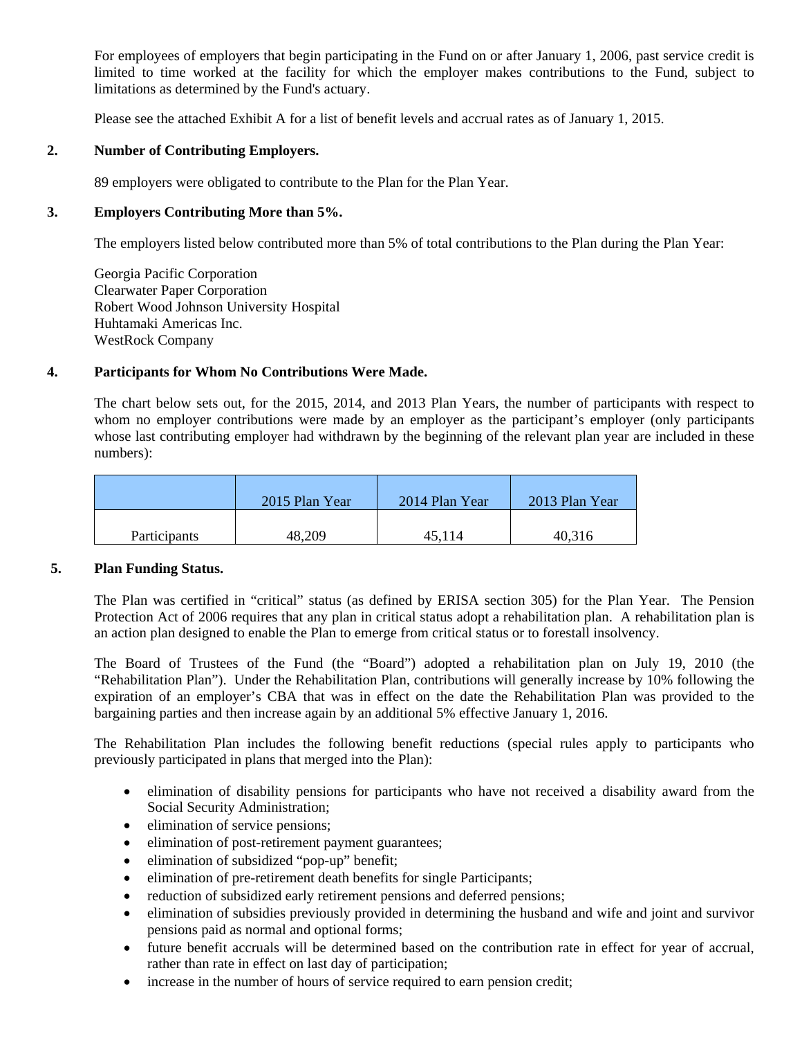For employees of employers that begin participating in the Fund on or after January 1, 2006, past service credit is limited to time worked at the facility for which the employer makes contributions to the Fund, subject to limitations as determined by the Fund's actuary.

Please see the attached Exhibit A for a list of benefit levels and accrual rates as of January 1, 2015.

**2. Number of Contributing Employers.**

89 employers were obligated to contribute to the Plan for the Plan Year.

**3. Employers Contributing More than 5%.**

The employers listed below contributed more than 5% of total contributions to the Plan during the Plan Year:

Georgia Pacific Corporation
Clearwater Paper Corporation
Robert Wood Johnson University Hospital
Huhtamaki Americas Inc.
WestRock Company

**4. Participants for Whom No Contributions Were Made.**

The chart below sets out, for the 2015, 2014, and 2013 Plan Years, the number of participants with respect to whom no employer contributions were made by an employer as the participant's employer (only participants whose last contributing employer had withdrawn by the beginning of the relevant plan year are included in these numbers):

| | 2015 Plan Year | 2014 Plan Year | 2013 Plan Year |
|---|---|---|---|
| Participants | 48,209 | 45,114 | 40,316 |

**5. Plan Funding Status.**

The Plan was certified in "critical" status (as defined by ERISA section 305) for the Plan Year. The Pension Protection Act of 2006 requires that any plan in critical status adopt a rehabilitation plan. A rehabilitation plan is an action plan designed to enable the Plan to emerge from critical status or to forestall insolvency.

The Board of Trustees of the Fund (the "Board") adopted a rehabilitation plan on July 19, 2010 (the "Rehabilitation Plan"). Under the Rehabilitation Plan, contributions will generally increase by 10% following the expiration of an employer's CBA that was in effect on the date the Rehabilitation Plan was provided to the bargaining parties and then increase again by an additional 5% effective January 1, 2016.

The Rehabilitation Plan includes the following benefit reductions (special rules apply to participants who previously participated in plans that merged into the Plan):

- elimination of disability pensions for participants who have not received a disability award from the Social Security Administration;
- elimination of service pensions;
- elimination of post-retirement payment guarantees;
- elimination of subsidized "pop-up" benefit;
- elimination of pre-retirement death benefits for single Participants;
- reduction of subsidized early retirement pensions and deferred pensions;
- elimination of subsidies previously provided in determining the husband and wife and joint and survivor pensions paid as normal and optional forms;
- future benefit accruals will be determined based on the contribution rate in effect for year of accrual, rather than rate in effect on last day of participation;
- increase in the number of hours of service required to earn pension credit;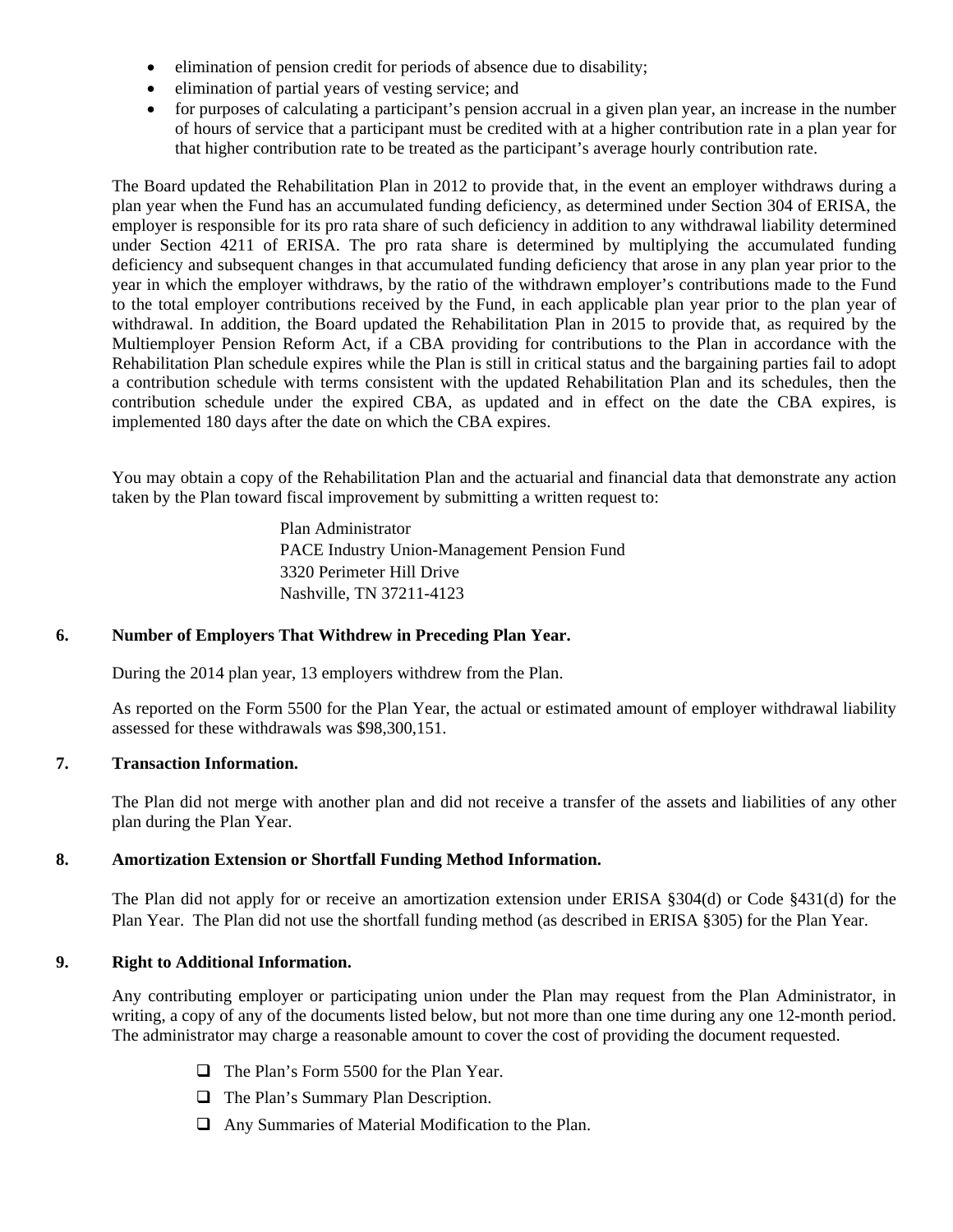- elimination of pension credit for periods of absence due to disability;
- elimination of partial years of vesting service; and
- for purposes of calculating a participant's pension accrual in a given plan year, an increase in the number of hours of service that a participant must be credited with at a higher contribution rate in a plan year for that higher contribution rate to be treated as the participant's average hourly contribution rate.

The Board updated the Rehabilitation Plan in 2012 to provide that, in the event an employer withdraws during a plan year when the Fund has an accumulated funding deficiency, as determined under Section 304 of ERISA, the employer is responsible for its pro rata share of such deficiency in addition to any withdrawal liability determined under Section 4211 of ERISA. The pro rata share is determined by multiplying the accumulated funding deficiency and subsequent changes in that accumulated funding deficiency that arose in any plan year prior to the year in which the employer withdraws, by the ratio of the withdrawn employer's contributions made to the Fund to the total employer contributions received by the Fund, in each applicable plan year prior to the plan year of withdrawal. In addition, the Board updated the Rehabilitation Plan in 2015 to provide that, as required by the Multiemployer Pension Reform Act, if a CBA providing for contributions to the Plan in accordance with the Rehabilitation Plan schedule expires while the Plan is still in critical status and the bargaining parties fail to adopt a contribution schedule with terms consistent with the updated Rehabilitation Plan and its schedules, then the contribution schedule under the expired CBA, as updated and in effect on the date the CBA expires, is implemented 180 days after the date on which the CBA expires.

You may obtain a copy of the Rehabilitation Plan and the actuarial and financial data that demonstrate any action taken by the Plan toward fiscal improvement by submitting a written request to:

Plan Administrator
PACE Industry Union-Management Pension Fund
3320 Perimeter Hill Drive
Nashville, TN 37211-4123

## 6. Number of Employers That Withdrew in Preceding Plan Year.

During the 2014 plan year, 13 employers withdrew from the Plan.

As reported on the Form 5500 for the Plan Year, the actual or estimated amount of employer withdrawal liability assessed for these withdrawals was $98,300,151.

## 7. Transaction Information.

The Plan did not merge with another plan and did not receive a transfer of the assets and liabilities of any other plan during the Plan Year.

## 8. Amortization Extension or Shortfall Funding Method Information.

The Plan did not apply for or receive an amortization extension under ERISA §304(d) or Code §431(d) for the Plan Year. The Plan did not use the shortfall funding method (as described in ERISA §305) for the Plan Year.

## 9. Right to Additional Information.

Any contributing employer or participating union under the Plan may request from the Plan Administrator, in writing, a copy of any of the documents listed below, but not more than one time during any one 12-month period. The administrator may charge a reasonable amount to cover the cost of providing the document requested.

- ❑ The Plan's Form 5500 for the Plan Year.
- ❑ The Plan's Summary Plan Description.
- ❑ Any Summaries of Material Modification to the Plan.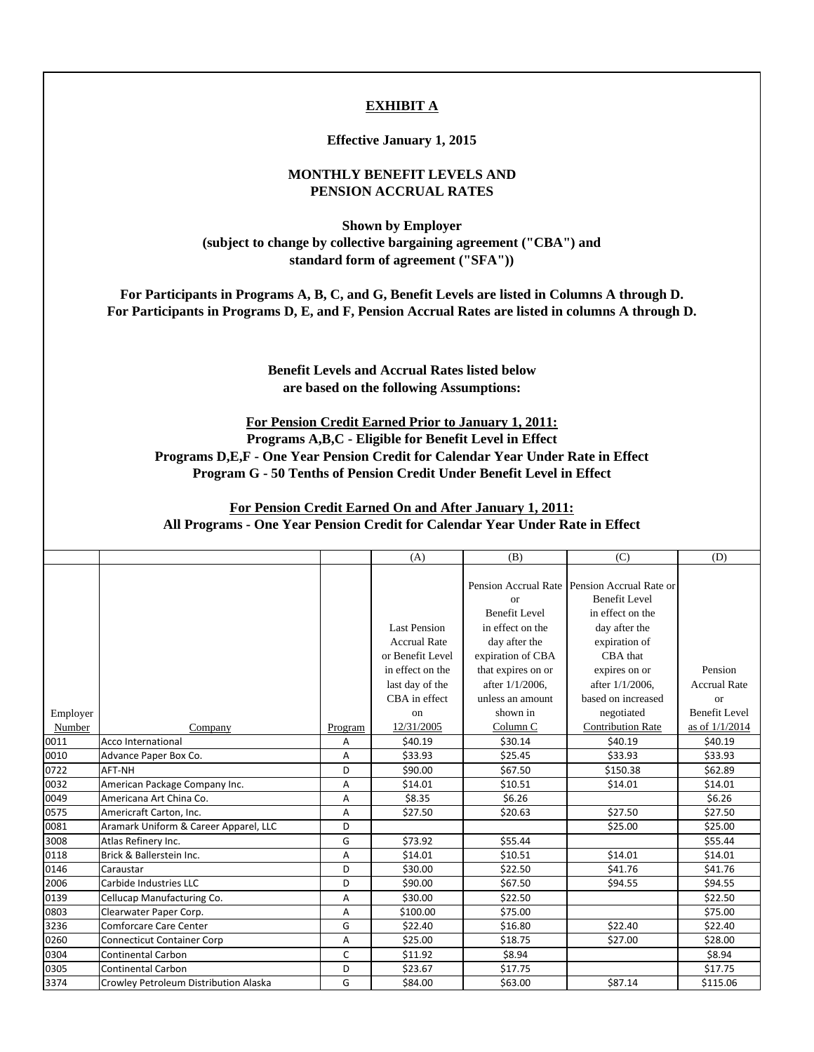**EXHIBIT A**

**Effective January 1, 2015**

**MONTHLY BENEFIT LEVELS AND PENSION ACCRUAL RATES**

**Shown by Employer**
**(subject to change by collective bargaining agreement ("CBA") and standard form of agreement ("SFA"))**

**For Participants in Programs A, B, C, and G, Benefit Levels are listed in Columns A through D.**
**For Participants in Programs D, E, and F, Pension Accrual Rates are listed in columns A through D.**

**Benefit Levels and Accrual Rates listed below are based on the following Assumptions:**

**For Pension Credit Earned Prior to January 1, 2011:**
**Programs A,B,C - Eligible for Benefit Level in Effect**
**Programs D,E,F - One Year Pension Credit for Calendar Year Under Rate in Effect**
**Program G - 50 Tenths of Pension Credit Under Benefit Level in Effect**

**For Pension Credit Earned On and After January 1, 2011:**
**All Programs - One Year Pension Credit for Calendar Year Under Rate in Effect**

| | | | (A) | (B) | (C) | (D) |
|---|---|---|---|---|---|---|
| Employer Number | Company | Program | Last Pension Accrual Rate or Benefit Level in effect on the last day of the CBA in effect on 12/31/2005 | Pension Accrual Rate or Benefit Level in effect on the day after the expiration of CBA that expires on or after 1/1/2006, unless an amount shown in Column C | Pension Accrual Rate or Benefit Level in effect on the day after the expiration of CBA that expires on or after 1/1/2006, based on increased negotiated Contribution Rate | Pension Accrual Rate or Benefit Level as of 1/1/2014 |
| 0011 | Acco International | A | $40.19 | $30.14 | $40.19 | $40.19 |
| 0010 | Advance Paper Box Co. | A | $33.93 | $25.45 | $33.93 | $33.93 |
| 0722 | AFT-NH | D | $90.00 | $67.50 | $150.38 | $62.89 |
| 0032 | American Package Company Inc. | A | $14.01 | $10.51 | $14.01 | $14.01 |
| 0049 | Americana Art China Co. | A | $8.35 | $6.26 | | $6.26 |
| 0575 | Americraft Carton, Inc. | A | $27.50 | $20.63 | $27.50 | $27.50 |
| 0081 | Aramark Uniform & Career Apparel, LLC | D | | | $25.00 | $25.00 |
| 3008 | Atlas Refinery Inc. | G | $73.92 | $55.44 | | $55.44 |
| 0118 | Brick & Ballerstein Inc. | A | $14.01 | $10.51 | $14.01 | $14.01 |
| 0146 | Caraustar | D | $30.00 | $22.50 | $41.76 | $41.76 |
| 2006 | Carbide Industries LLC | D | $90.00 | $67.50 | $94.55 | $94.55 |
| 0139 | Cellucap Manufacturing Co. | A | $30.00 | $22.50 | | $22.50 |
| 0803 | Clearwater Paper Corp. | A | $100.00 | $75.00 | | $75.00 |
| 3236 | Comforcare Care Center | G | $22.40 | $16.80 | $22.40 | $22.40 |
| 0260 | Connecticut Container Corp | A | $25.00 | $18.75 | $27.00 | $28.00 |
| 0304 | Continental Carbon | C | $11.92 | $8.94 | | $8.94 |
| 0305 | Continental Carbon | D | $23.67 | $17.75 | | $17.75 |
| 3374 | Crowley Petroleum Distribution Alaska | G | $84.00 | $63.00 | $87.14 | $115.06 |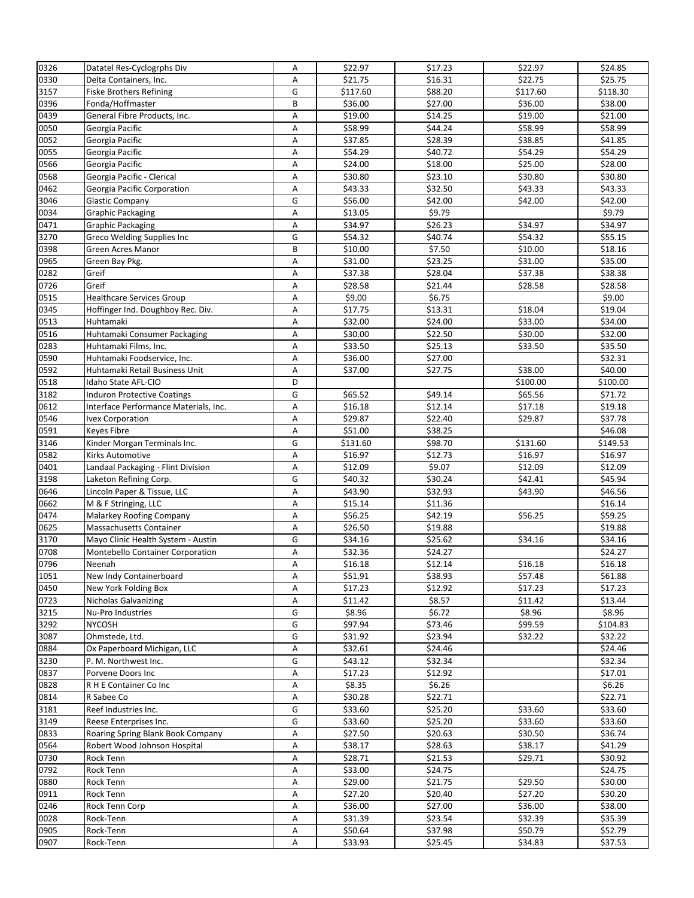| | | | | | | |
|---|---|---|---|---|---|---|
| 0326 | Datatel Res-Cyclogrphs Div | A | $22.97 | $17.23 | $22.97 | $24.85 |
| 0330 | Delta Containers, Inc. | A | $21.75 | $16.31 | $22.75 | $25.75 |
| 3157 | Fiske Brothers Refining | G | $117.60 | $88.20 | $117.60 | $118.30 |
| 0396 | Fonda/Hoffmaster | B | $36.00 | $27.00 | $36.00 | $38.00 |
| 0439 | General Fibre Products, Inc. | A | $19.00 | $14.25 | $19.00 | $21.00 |
| 0050 | Georgia Pacific | A | $58.99 | $44.24 | $58.99 | $58.99 |
| 0052 | Georgia Pacific | A | $37.85 | $28.39 | $38.85 | $41.85 |
| 0055 | Georgia Pacific | A | $54.29 | $40.72 | $54.29 | $54.29 |
| 0566 | Georgia Pacific | A | $24.00 | $18.00 | $25.00 | $28.00 |
| 0568 | Georgia Pacific - Clerical | A | $30.80 | $23.10 | $30.80 | $30.80 |
| 0462 | Georgia Pacific Corporation | A | $43.33 | $32.50 | $43.33 | $43.33 |
| 3046 | Glastic Company | G | $56.00 | $42.00 | $42.00 | $42.00 |
| 0034 | Graphic Packaging | A | $13.05 | $9.79 | | $9.79 |
| 0471 | Graphic Packaging | A | $34.97 | $26.23 | $34.97 | $34.97 |
| 3270 | Greco Welding Supplies Inc | G | $54.32 | $40.74 | $54.32 | $55.15 |
| 0398 | Green Acres Manor | B | $10.00 | $7.50 | $10.00 | $18.16 |
| 0965 | Green Bay Pkg. | A | $31.00 | $23.25 | $31.00 | $35.00 |
| 0282 | Greif | A | $37.38 | $28.04 | $37.38 | $38.38 |
| 0726 | Greif | A | $28.58 | $21.44 | $28.58 | $28.58 |
| 0515 | Healthcare Services Group | A | $9.00 | $6.75 | | $9.00 |
| 0345 | Hoffinger Ind. Doughboy Rec. Div. | A | $17.75 | $13.31 | $18.04 | $19.04 |
| 0513 | Huhtamaki | A | $32.00 | $24.00 | $33.00 | $34.00 |
| 0516 | Huhtamaki Consumer Packaging | A | $30.00 | $22.50 | $30.00 | $32.00 |
| 0283 | Huhtamaki Films, Inc. | A | $33.50 | $25.13 | $33.50 | $35.50 |
| 0590 | Huhtamaki Foodservice, Inc. | A | $36.00 | $27.00 | | $32.31 |
| 0592 | Huhtamaki Retail Business Unit | A | $37.00 | $27.75 | $38.00 | $40.00 |
| 0518 | Idaho State AFL-CIO | D | | | $100.00 | $100.00 |
| 3182 | Induron Protective Coatings | G | $65.52 | $49.14 | $65.56 | $71.72 |
| 0612 | Interface Performance Materials, Inc. | A | $16.18 | $12.14 | $17.18 | $19.18 |
| 0546 | Ivex Corporation | A | $29.87 | $22.40 | $29.87 | $37.78 |
| 0591 | Keyes Fibre | A | $51.00 | $38.25 | | $46.08 |
| 3146 | Kinder Morgan Terminals Inc. | G | $131.60 | $98.70 | $131.60 | $149.53 |
| 0582 | Kirks Automotive | A | $16.97 | $12.73 | $16.97 | $16.97 |
| 0401 | Landaal Packaging - Flint Division | A | $12.09 | $9.07 | $12.09 | $12.09 |
| 3198 | Laketon Refining Corp. | G | $40.32 | $30.24 | $42.41 | $45.94 |
| 0646 | Lincoln Paper & Tissue, LLC | A | $43.90 | $32.93 | $43.90 | $46.56 |
| 0662 | M & F Stringing, LLC | A | $15.14 | $11.36 | | $16.14 |
| 0474 | Malarkey Roofing Company | A | $56.25 | $42.19 | $56.25 | $59.25 |
| 0625 | Massachusetts Container | A | $26.50 | $19.88 | | $19.88 |
| 3170 | Mayo Clinic Health System - Austin | G | $34.16 | $25.62 | $34.16 | $34.16 |
| 0708 | Montebello Container Corporation | A | $32.36 | $24.27 | | $24.27 |
| 0796 | Neenah | A | $16.18 | $12.14 | $16.18 | $16.18 |
| 1051 | New Indy Containerboard | A | $51.91 | $38.93 | $57.48 | $61.88 |
| 0450 | New York Folding Box | A | $17.23 | $12.92 | $17.23 | $17.23 |
| 0723 | Nicholas Galvanizing | A | $11.42 | $8.57 | $11.42 | $13.44 |
| 3215 | Nu-Pro Industries | G | $8.96 | $6.72 | $8.96 | $8.96 |
| 3292 | NYCOSH | G | $97.94 | $73.46 | $99.59 | $104.83 |
| 3087 | Ohmstede, Ltd. | G | $31.92 | $23.94 | $32.22 | $32.22 |
| 0884 | Ox Paperboard Michigan, LLC | A | $32.61 | $24.46 | | $24.46 |
| 3230 | P. M. Northwest Inc. | G | $43.12 | $32.34 | | $32.34 |
| 0837 | Porvene Doors Inc | A | $17.23 | $12.92 | | $17.01 |
| 0828 | R H E Container Co Inc | A | $8.35 | $6.26 | | $6.26 |
| 0814 | R Sabee Co | A | $30.28 | $22.71 | | $22.71 |
| 3181 | Reef Industries Inc. | G | $33.60 | $25.20 | $33.60 | $33.60 |
| 3149 | Reese Enterprises Inc. | G | $33.60 | $25.20 | $33.60 | $33.60 |
| 0833 | Roaring Spring Blank Book Company | A | $27.50 | $20.63 | $30.50 | $36.74 |
| 0564 | Robert Wood Johnson Hospital | A | $38.17 | $28.63 | $38.17 | $41.29 |
| 0730 | Rock Tenn | A | $28.71 | $21.53 | $29.71 | $30.92 |
| 0792 | Rock Tenn | A | $33.00 | $24.75 | | $24.75 |
| 0880 | Rock Tenn | A | $29.00 | $21.75 | $29.50 | $30.00 |
| 0911 | Rock Tenn | A | $27.20 | $20.40 | $27.20 | $30.20 |
| 0246 | Rock Tenn Corp | A | $36.00 | $27.00 | $36.00 | $38.00 |
| 0028 | Rock-Tenn | A | $31.39 | $23.54 | $32.39 | $35.39 |
| 0905 | Rock-Tenn | A | $50.64 | $37.98 | $50.79 | $52.79 |
| 0907 | Rock-Tenn | A | $33.93 | $25.45 | $34.83 | $37.53 |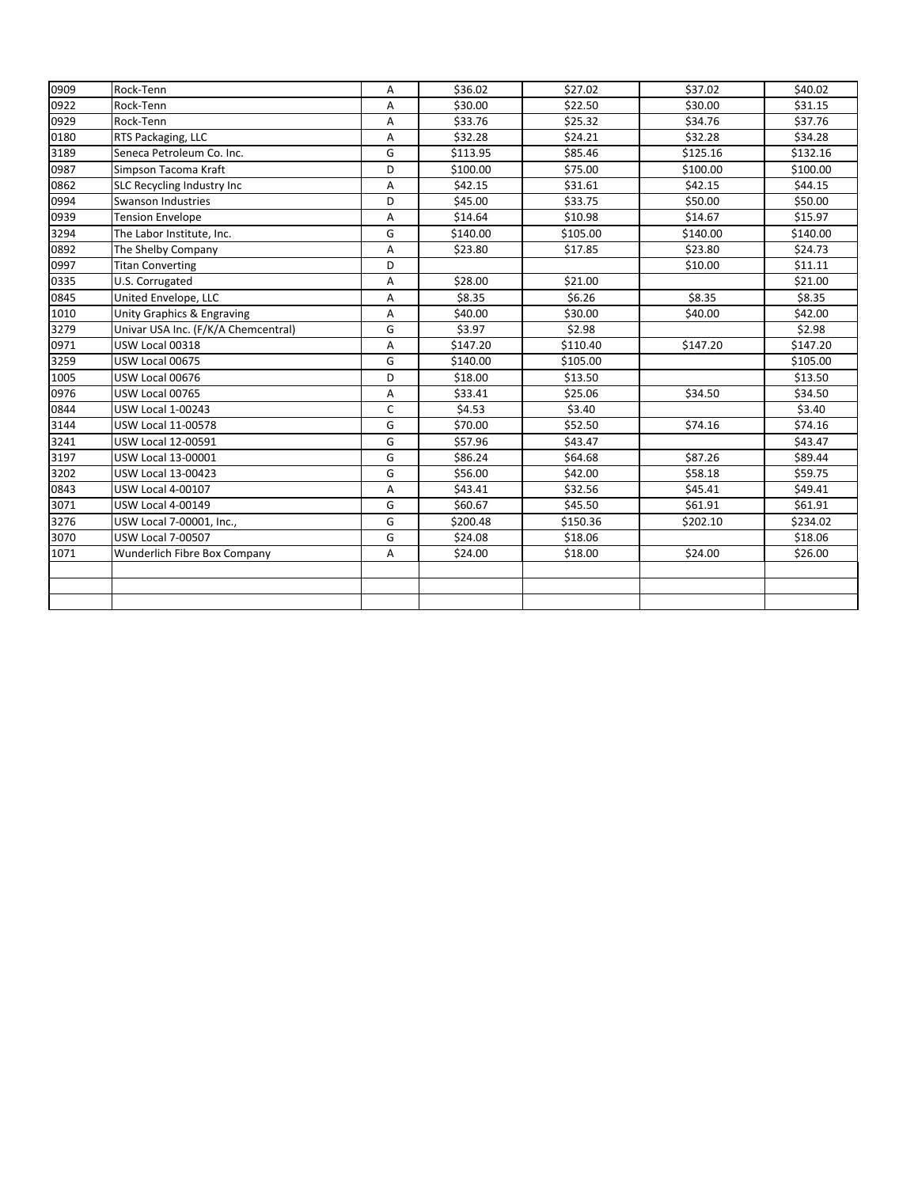| | | | | | | |
|---|---|---|---|---|---|---|
| 0909 | Rock-Tenn | A | $36.02 | $27.02 | $37.02 | $40.02 |
| 0922 | Rock-Tenn | A | $30.00 | $22.50 | $30.00 | $31.15 |
| 0929 | Rock-Tenn | A | $33.76 | $25.32 | $34.76 | $37.76 |
| 0180 | RTS Packaging, LLC | A | $32.28 | $24.21 | $32.28 | $34.28 |
| 3189 | Seneca Petroleum Co. Inc. | G | $113.95 | $85.46 | $125.16 | $132.16 |
| 0987 | Simpson Tacoma Kraft | D | $100.00 | $75.00 | $100.00 | $100.00 |
| 0862 | SLC Recycling Industry Inc | A | $42.15 | $31.61 | $42.15 | $44.15 |
| 0994 | Swanson Industries | D | $45.00 | $33.75 | $50.00 | $50.00 |
| 0939 | Tension Envelope | A | $14.64 | $10.98 | $14.67 | $15.97 |
| 3294 | The Labor Institute, Inc. | G | $140.00 | $105.00 | $140.00 | $140.00 |
| 0892 | The Shelby Company | A | $23.80 | $17.85 | $23.80 | $24.73 |
| 0997 | Titan Converting | D | | | $10.00 | $11.11 |
| 0335 | U.S. Corrugated | A | $28.00 | $21.00 | | $21.00 |
| 0845 | United Envelope, LLC | A | $8.35 | $6.26 | $8.35 | $8.35 |
| 1010 | Unity Graphics & Engraving | A | $40.00 | $30.00 | $40.00 | $42.00 |
| 3279 | Univar USA Inc. (F/K/A Chemcentral) | G | $3.97 | $2.98 | | $2.98 |
| 0971 | USW Local 00318 | A | $147.20 | $110.40 | $147.20 | $147.20 |
| 3259 | USW Local 00675 | G | $140.00 | $105.00 | | $105.00 |
| 1005 | USW Local 00676 | D | $18.00 | $13.50 | | $13.50 |
| 0976 | USW Local 00765 | A | $33.41 | $25.06 | $34.50 | $34.50 |
| 0844 | USW Local 1-00243 | C | $4.53 | $3.40 | | $3.40 |
| 3144 | USW Local 11-00578 | G | $70.00 | $52.50 | $74.16 | $74.16 |
| 3241 | USW Local 12-00591 | G | $57.96 | $43.47 | | $43.47 |
| 3197 | USW Local 13-00001 | G | $86.24 | $64.68 | $87.26 | $89.44 |
| 3202 | USW Local 13-00423 | G | $56.00 | $42.00 | $58.18 | $59.75 |
| 0843 | USW Local 4-00107 | A | $43.41 | $32.56 | $45.41 | $49.41 |
| 3071 | USW Local 4-00149 | G | $60.67 | $45.50 | $61.91 | $61.91 |
| 3276 | USW Local 7-00001, Inc., | G | $200.48 | $150.36 | $202.10 | $234.02 |
| 3070 | USW Local 7-00507 | G | $24.08 | $18.06 | | $18.06 |
| 1071 | Wunderlich Fibre Box Company | A | $24.00 | $18.00 | $24.00 | $26.00 |
| | | | | | | |
| | | | | | | |
| | | | | | | |